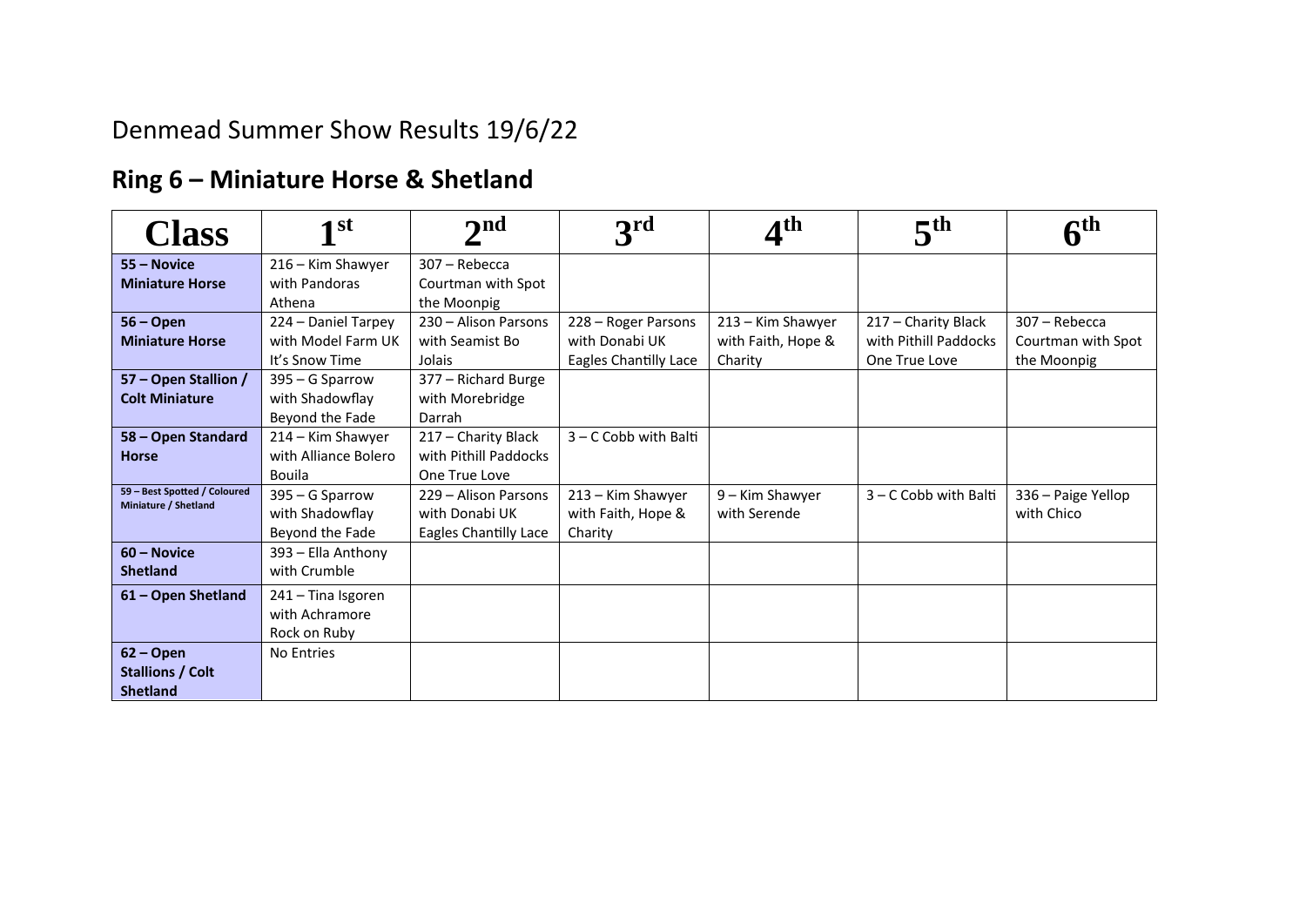Denmead Summer Show Results 19/6/22

## Ring 6 – Miniature Horse & Shetland

| Class | 1st | 2nd | 3rd | 4th | 5th | 6th |
|---|---|---|---|---|---|---|
| **55 – Novice Miniature Horse** | 216 – Kim Shawyer with Pandoras Athena | 307 – Rebecca Courtman with Spot the Moonpig | | | | |
| **56 – Open Miniature Horse** | 224 – Daniel Tarpey with Model Farm UK It's Snow Time | 230 – Alison Parsons with Seamist Bo Jolais | 228 – Roger Parsons with Donabi UK Eagles Chantilly Lace | 213 – Kim Shawyer with Faith, Hope & Charity | 217 – Charity Black with Pithill Paddocks One True Love | 307 – Rebecca Courtman with Spot the Moonpig |
| **57 – Open Stallion / Colt Miniature** | 395 – G Sparrow with Shadowflay Beyond the Fade | 377 – Richard Burge with Morebridge Darrah | | | | |
| **58 – Open Standard Horse** | 214 – Kim Shawyer with Alliance Bolero Bouila | 217 – Charity Black with Pithill Paddocks One True Love | 3 – C Cobb with Balti | | | |
| **59 – Best Spotted / Coloured Miniature / Shetland** | 395 – G Sparrow with Shadowflay Beyond the Fade | 229 – Alison Parsons with Donabi UK Eagles Chantilly Lace | 213 – Kim Shawyer with Faith, Hope & Charity | 9 – Kim Shawyer with Serende | 3 – C Cobb with Balti | 336 – Paige Yellop with Chico |
| **60 – Novice Shetland** | 393 – Ella Anthony with Crumble | | | | | |
| **61 – Open Shetland** | 241 – Tina Isgoren with Achramore Rock on Ruby | | | | | |
| **62 – Open Stallions / Colt Shetland** | No Entries | | | | | |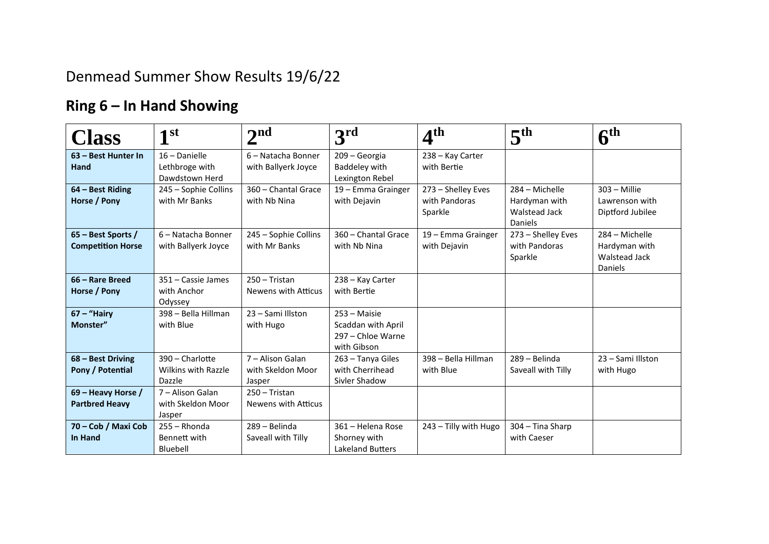Denmead Summer Show Results 19/6/22

## Ring 6 – In Hand Showing

| Class | 1st | 2nd | 3rd | 4th | 5th | 6th |
|---|---|---|---|---|---|---|
| **63 – Best Hunter In Hand** | 16 – Danielle Lethbroge with Dawdstown Herd | 6 – Natacha Bonner with Ballyerk Joyce | 209 – Georgia Baddeley with Lexington Rebel | 238 – Kay Carter with Bertie | | |
| **64 – Best Riding Horse / Pony** | 245 – Sophie Collins with Mr Banks | 360 – Chantal Grace with Nb Nina | 19 – Emma Grainger with Dejavin | 273 – Shelley Eves with Pandoras Sparkle | 284 – Michelle Hardyman with Walstead Jack Daniels | 303 – Millie Lawrenson with Diptford Jubilee |
| **65 – Best Sports / Competition Horse** | 6 – Natacha Bonner with Ballyerk Joyce | 245 – Sophie Collins with Mr Banks | 360 – Chantal Grace with Nb Nina | 19 – Emma Grainger with Dejavin | 273 – Shelley Eves with Pandoras Sparkle | 284 – Michelle Hardyman with Walstead Jack Daniels |
| **66 – Rare Breed Horse / Pony** | 351 – Cassie James with Anchor Odyssey | 250 – Tristan Newens with Atticus | 238 – Kay Carter with Bertie | | | |
| **67 – "Hairy Monster"** | 398 – Bella Hillman with Blue | 23 – Sami Illston with Hugo | 253 – Maisie Scaddan with April 297 – Chloe Warne with Gibson | | | |
| **68 – Best Driving Pony / Potential** | 390 – Charlotte Wilkins with Razzle Dazzle | 7 – Alison Galan with Skeldon Moor Jasper | 263 – Tanya Giles with Cherrihead Sivler Shadow | 398 – Bella Hillman with Blue | 289 – Belinda Saveall with Tilly | 23 – Sami Illston with Hugo |
| **69 – Heavy Horse / Partbred Heavy** | 7 – Alison Galan with Skeldon Moor Jasper | 250 – Tristan Newens with Atticus | | | | |
| **70 – Cob / Maxi Cob In Hand** | 255 – Rhonda Bennett with Bluebell | 289 – Belinda Saveall with Tilly | 361 – Helena Rose Shorney with Lakeland Butters | 243 – Tilly with Hugo | 304 – Tina Sharp with Caeser | |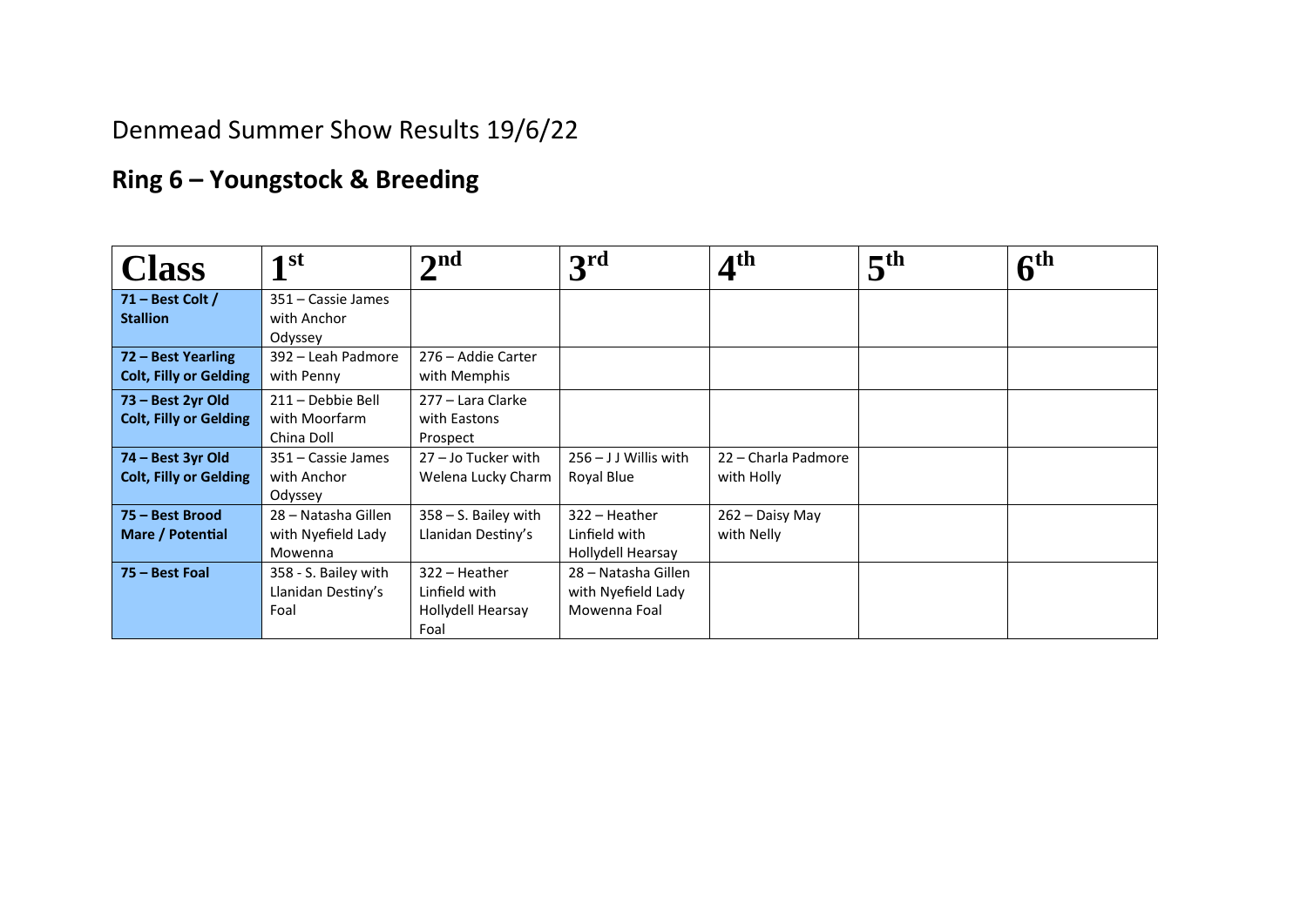Denmead Summer Show Results 19/6/22

## Ring 6 – Youngstock & Breeding

| Class | 1st | 2nd | 3rd | 4th | 5th | 6th |
|---|---|---|---|---|---|---|
| **71 – Best Colt / Stallion** | 351 – Cassie James with Anchor Odyssey | | | | | |
| **72 – Best Yearling Colt, Filly or Gelding** | 392 – Leah Padmore with Penny | 276 – Addie Carter with Memphis | | | | |
| **73 – Best 2yr Old Colt, Filly or Gelding** | 211 – Debbie Bell with Moorfarm China Doll | 277 – Lara Clarke with Eastons Prospect | | | | |
| **74 – Best 3yr Old Colt, Filly or Gelding** | 351 – Cassie James with Anchor Odyssey | 27 – Jo Tucker with Welena Lucky Charm | 256 – J J Willis with Royal Blue | 22 – Charla Padmore with Holly | | |
| **75 – Best Brood Mare / Potential** | 28 – Natasha Gillen with Nyefield Lady Mowenna | 358 – S. Bailey with Llanidan Destiny's | 322 – Heather Linfield with Hollydell Hearsay | 262 – Daisy May with Nelly | | |
| **75 – Best Foal** | 358 - S. Bailey with Llanidan Destiny's Foal | 322 – Heather Linfield with Hollydell Hearsay Foal | 28 – Natasha Gillen with Nyefield Lady Mowenna Foal | | | |